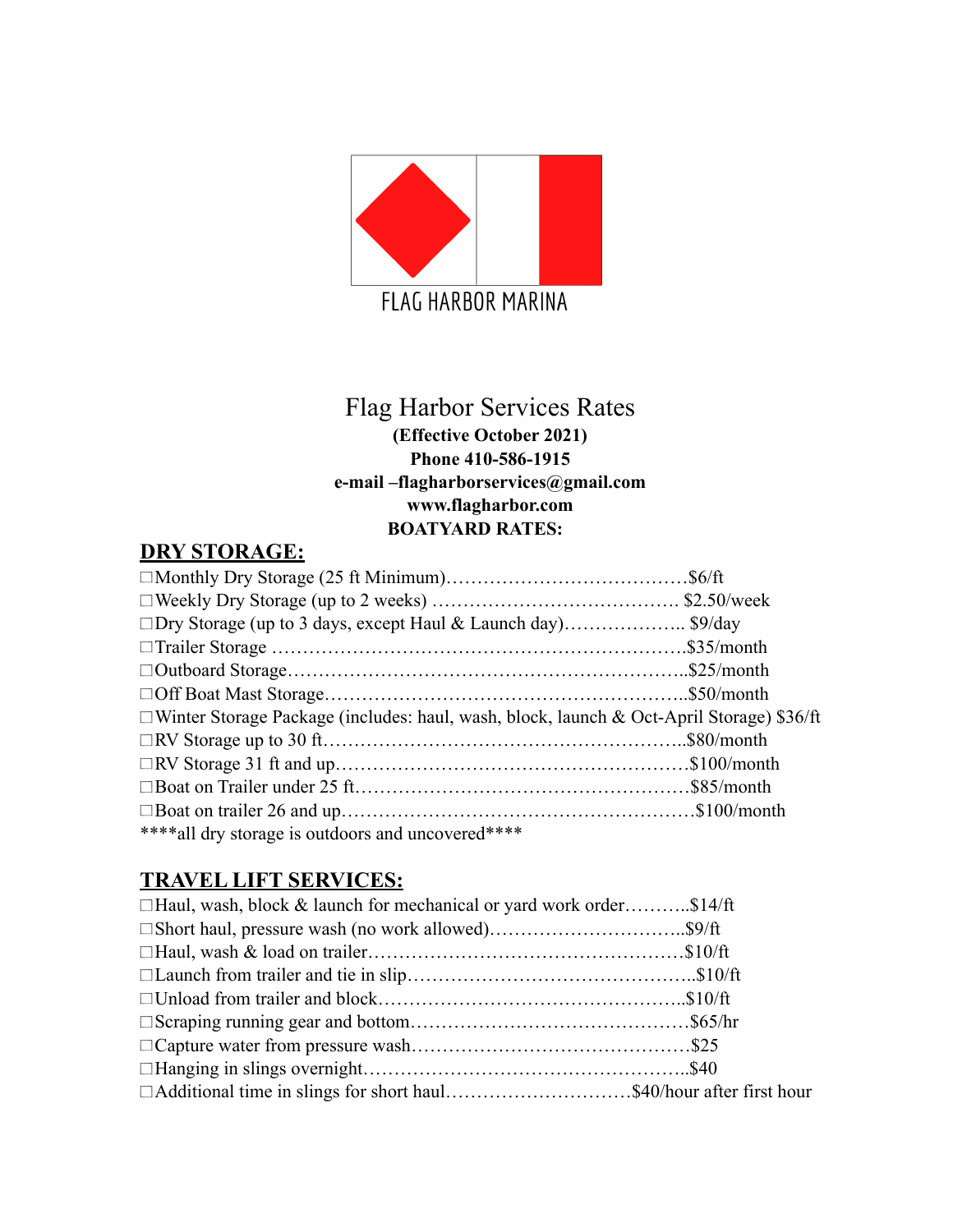FLAG HARBOR MARINA

# Flag Harbor Services Rates

**(Effective October 2021)**
**Phone 410-586-1915**
**e-mail –flagharborservices@gmail.com**
**www.flagharbor.com**
**BOATYARD RATES:**

## DRY STORAGE:

- ☐Monthly Dry Storage (25 ft Minimum)…………………………………$6/ft
- ☐Weekly Dry Storage (up to 2 weeks) …………………………………. $2.50/week
- ☐Dry Storage (up to 3 days, except Haul & Launch day)……………….. $9/day
- ☐Trailer Storage ………………………………………………………..$35/month
- ☐Outboard Storage……………………………………………………..$25/month
- ☐Off Boat Mast Storage………………………………………………..$50/month
- ☐Winter Storage Package (includes: haul, wash, block, launch & Oct-April Storage) $36/ft
- ☐RV Storage up to 30 ft………………………………………………..$80/month
- ☐RV Storage 31 ft and up………………………………………………$100/month
- ☐Boat on Trailer under 25 ft……………………………………………$85/month
- ☐Boat on trailer 26 and up………………………………………………$100/month

****all dry storage is outdoors and uncovered****

## TRAVEL LIFT SERVICES:

- ☐Haul, wash, block & launch for mechanical or yard work order………..$14/ft
- ☐Short haul, pressure wash (no work allowed)…………………………..$9/ft
- ☐Haul, wash & load on trailer……………………………………………$10/ft
- ☐Launch from trailer and tie in slip……………………………………..$10/ft
- ☐Unload from trailer and block…………………………………………..$10/ft
- ☐Scraping running gear and bottom………………………………………$65/hr
- ☐Capture water from pressure wash………………………………………$25
- ☐Hanging in slings overnight……………………………………………..$40
- ☐Additional time in slings for short haul…………………………$40/hour after first hour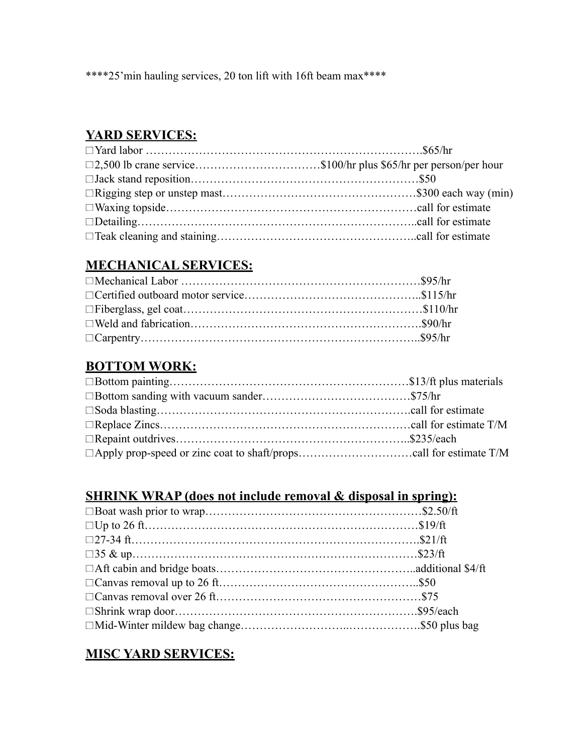****25'min hauling services, 20 ton lift with 16ft beam max****

## YARD SERVICES:

□Yard labor ……………………………………………………………….$65/hr
□2,500 lb crane service……………………………$100/hr plus $65/hr per person/per hour
□Jack stand reposition……………………………………………………$50
□Rigging step or unstep mast……………………………………………$300 each way (min)
□Waxing topside…………………………………………………………call for estimate
□Detailing………………………………………………………………..call for estimate
□Teak cleaning and staining……………………………………………..call for estimate

## MECHANICAL SERVICES:

□Mechanical Labor ……………………………………………………….$95/hr
□Certified outboard motor service………………………………………..$115/hr
□Fiberglass, gel coat………………………………………………………$110/hr
□Weld and fabrication…………………………………………………….$90/hr
□Carpentry………………………………………………………………..$95/hr

## BOTTOM WORK:

□Bottom painting………………………………………………………$13/ft plus materials
□Bottom sanding with vacuum sander…………………………………$75/hr
□Soda blasting………………………………………………………….call for estimate
□Replace Zincs…………………………………………………………call for estimate T/M
□Repaint outdrives……………………………………………………..$235/each
□Apply prop-speed or zinc coat to shaft/props…………………………call for estimate T/M

## SHRINK WRAP (does not include removal & disposal in spring):

□Boat wash prior to wrap…………………………………………………$2.50/ft
□Up to 26 ft………………………………………………………………$19/ft
□27-34 ft…………………………………………………………………..$21/ft
□35 & up…………………………………………………………………$23/ft
□Aft cabin and bridge boats……………………………………………..additional $4/ft
□Canvas removal up to 26 ft……………………………………………..$50
□Canvas removal over 26 ft………………………………………………$75
□Shrink wrap door……………………………………………………….$95/each
□Mid-Winter mildew bag change………………………...……………….$50 plus bag

## MISC YARD SERVICES: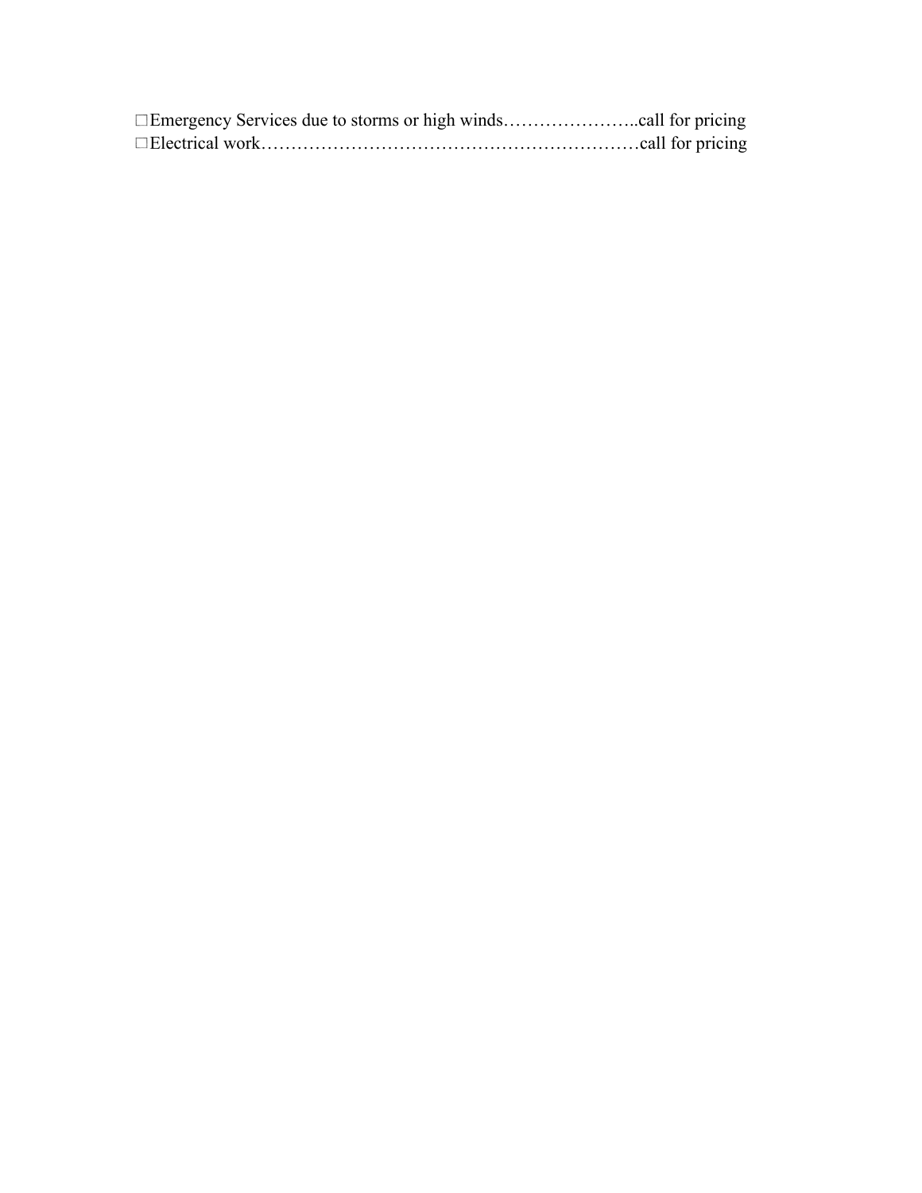- Emergency Services due to storms or high winds…………………..call for pricing
- Electrical work………………………………………………………call for pricing